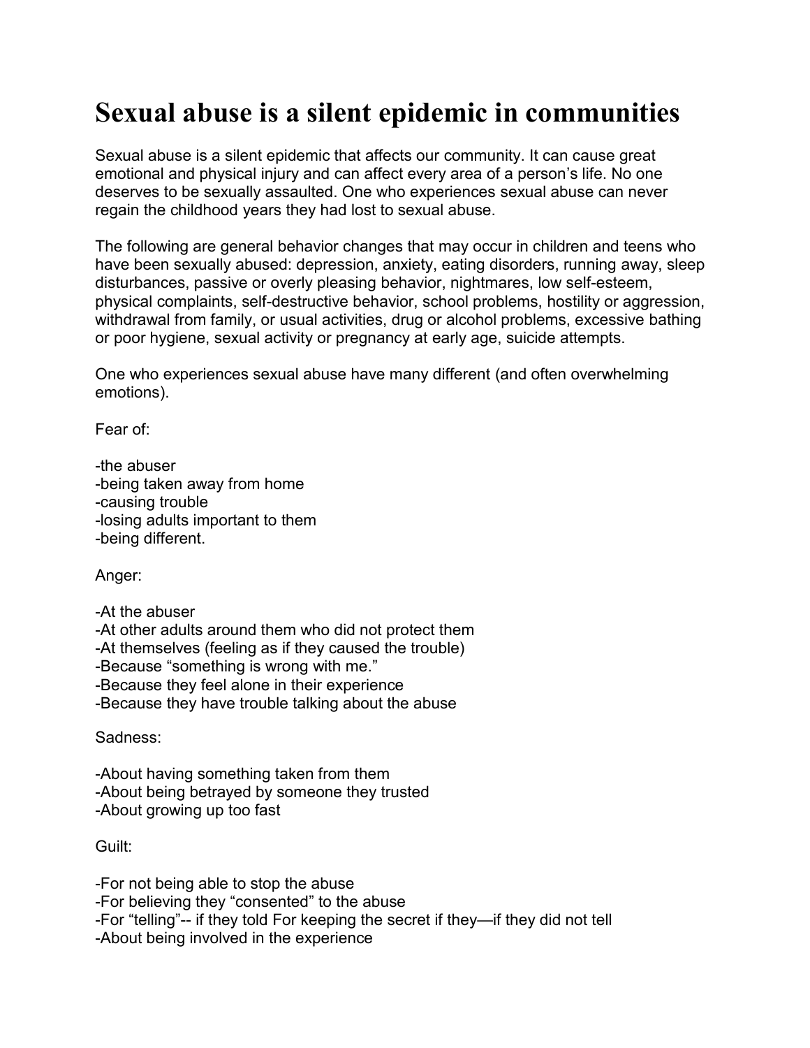# Sexual abuse is a silent epidemic in communities

Sexual abuse is a silent epidemic that affects our community. It can cause great emotional and physical injury and can affect every area of a person's life. No one deserves to be sexually assaulted. One who experiences sexual abuse can never regain the childhood years they had lost to sexual abuse.

The following are general behavior changes that may occur in children and teens who have been sexually abused: depression, anxiety, eating disorders, running away, sleep disturbances, passive or overly pleasing behavior, nightmares, low self-esteem, physical complaints, self-destructive behavior, school problems, hostility or aggression, withdrawal from family, or usual activities, drug or alcohol problems, excessive bathing or poor hygiene, sexual activity or pregnancy at early age, suicide attempts.

One who experiences sexual abuse have many different (and often overwhelming emotions).

Fear of:

-the abuser
-being taken away from home
-causing trouble
-losing adults important to them
-being different.

Anger:

-At the abuser
-At other adults around them who did not protect them
-At themselves (feeling as if they caused the trouble)
-Because "something is wrong with me."
-Because they feel alone in their experience
-Because they have trouble talking about the abuse

Sadness:

-About having something taken from them
-About being betrayed by someone they trusted
-About growing up too fast

Guilt:

-For not being able to stop the abuse
-For believing they "consented" to the abuse
-For "telling"-- if they told For keeping the secret if they—if they did not tell
-About being involved in the experience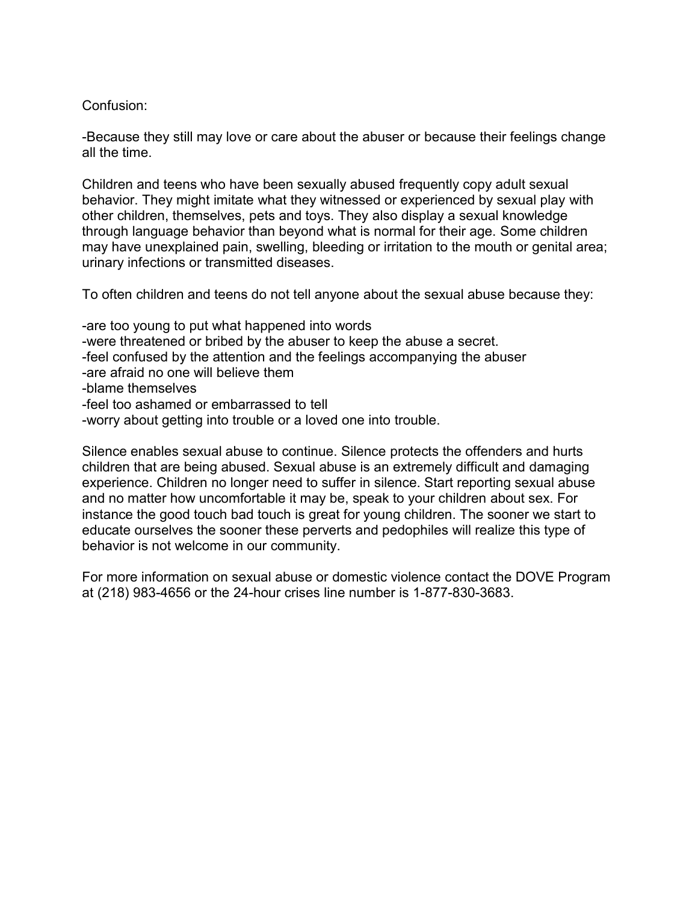Confusion:

-Because they still may love or care about the abuser or because their feelings change all the time.

Children and teens who have been sexually abused frequently copy adult sexual behavior. They might imitate what they witnessed or experienced by sexual play with other children, themselves, pets and toys. They also display a sexual knowledge through language behavior than beyond what is normal for their age. Some children may have unexplained pain, swelling, bleeding or irritation to the mouth or genital area; urinary infections or transmitted diseases.

To often children and teens do not tell anyone about the sexual abuse because they:

-are too young to put what happened into words
-were threatened or bribed by the abuser to keep the abuse a secret.
-feel confused by the attention and the feelings accompanying the abuser
-are afraid no one will believe them
-blame themselves
-feel too ashamed or embarrassed to tell
-worry about getting into trouble or a loved one into trouble.

Silence enables sexual abuse to continue. Silence protects the offenders and hurts children that are being abused. Sexual abuse is an extremely difficult and damaging experience. Children no longer need to suffer in silence. Start reporting sexual abuse and no matter how uncomfortable it may be, speak to your children about sex. For instance the good touch bad touch is great for young children. The sooner we start to educate ourselves the sooner these perverts and pedophiles will realize this type of behavior is not welcome in our community.

For more information on sexual abuse or domestic violence contact the DOVE Program at (218) 983-4656 or the 24-hour crises line number is 1-877-830-3683.